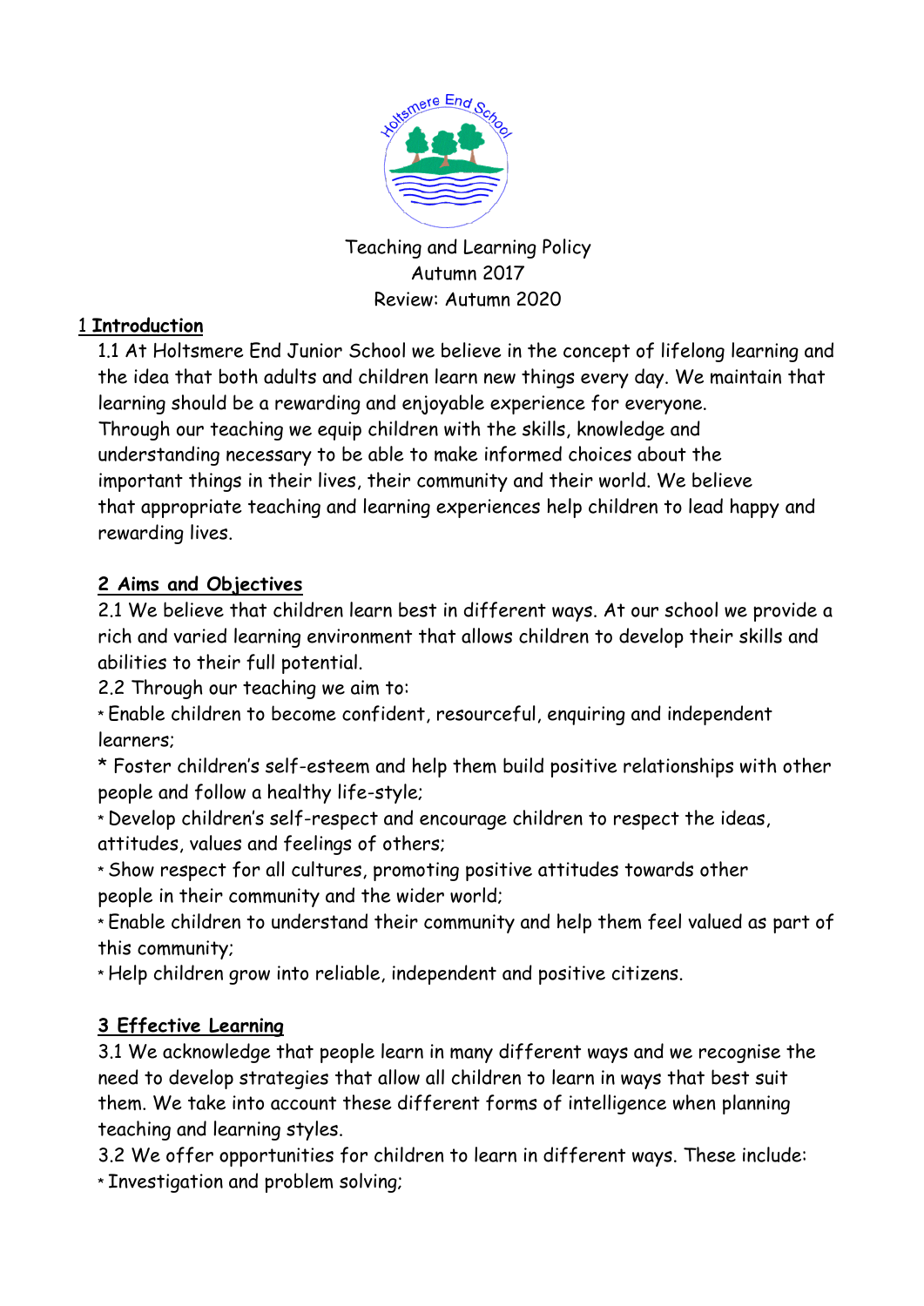Teaching and Learning Policy
Autumn 2017
Review: Autumn 2020

## 1 Introduction

1.1 At Holtsmere End Junior School we believe in the concept of lifelong learning and the idea that both adults and children learn new things every day. We maintain that learning should be a rewarding and enjoyable experience for everyone. Through our teaching we equip children with the skills, knowledge and understanding necessary to be able to make informed choices about the important things in their lives, their community and their world. We believe that appropriate teaching and learning experiences help children to lead happy and rewarding lives.

## 2 Aims and Objectives

2.1 We believe that children learn best in different ways. At our school we provide a rich and varied learning environment that allows children to develop their skills and abilities to their full potential.

2.2 Through our teaching we aim to:

* Enable children to become confident, resourceful, enquiring and independent learners;
* Foster children's self-esteem and help them build positive relationships with other people and follow a healthy life-style;
* Develop children's self-respect and encourage children to respect the ideas, attitudes, values and feelings of others;
* Show respect for all cultures, promoting positive attitudes towards other people in their community and the wider world;
* Enable children to understand their community and help them feel valued as part of this community;
* Help children grow into reliable, independent and positive citizens.

## 3 Effective Learning

3.1 We acknowledge that people learn in many different ways and we recognise the need to develop strategies that allow all children to learn in ways that best suit them. We take into account these different forms of intelligence when planning teaching and learning styles.

3.2 We offer opportunities for children to learn in different ways. These include:

* Investigation and problem solving;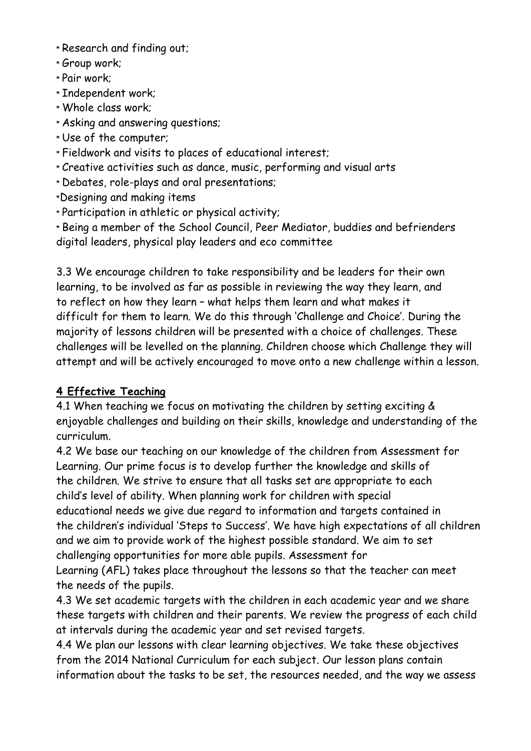* Research and finding out;
* Group work;
* Pair work;
* Independent work;
* Whole class work;
* Asking and answering questions;
* Use of the computer;
* Fieldwork and visits to places of educational interest;
* Creative activities such as dance, music, performing and visual arts
* Debates, role-plays and oral presentations;
* Designing and making items
* Participation in athletic or physical activity;
* Being a member of the School Council, Peer Mediator, buddies and befrienders digital leaders, physical play leaders and eco committee

3.3 We encourage children to take responsibility and be leaders for their own learning, to be involved as far as possible in reviewing the way they learn, and to reflect on how they learn – what helps them learn and what makes it difficult for them to learn. We do this through 'Challenge and Choice'. During the majority of lessons children will be presented with a choice of challenges. These challenges will be levelled on the planning. Children choose which Challenge they will attempt and will be actively encouraged to move onto a new challenge within a lesson.

## 4 Effective Teaching

4.1 When teaching we focus on motivating the children by setting exciting & enjoyable challenges and building on their skills, knowledge and understanding of the curriculum.

4.2 We base our teaching on our knowledge of the children from Assessment for Learning. Our prime focus is to develop further the knowledge and skills of the children. We strive to ensure that all tasks set are appropriate to each child's level of ability. When planning work for children with special educational needs we give due regard to information and targets contained in the children's individual 'Steps to Success'. We have high expectations of all children and we aim to provide work of the highest possible standard. We aim to set challenging opportunities for more able pupils. Assessment for Learning (AFL) takes place throughout the lessons so that the teacher can meet the needs of the pupils.

4.3 We set academic targets with the children in each academic year and we share these targets with children and their parents. We review the progress of each child at intervals during the academic year and set revised targets.

4.4 We plan our lessons with clear learning objectives. We take these objectives from the 2014 National Curriculum for each subject. Our lesson plans contain information about the tasks to be set, the resources needed, and the way we assess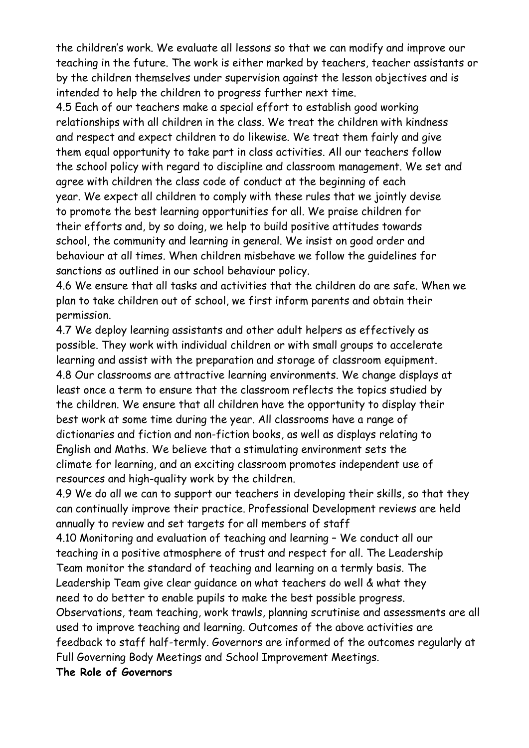the children's work. We evaluate all lessons so that we can modify and improve our teaching in the future. The work is either marked by teachers, teacher assistants or by the children themselves under supervision against the lesson objectives and is intended to help the children to progress further next time.

4.5 Each of our teachers make a special effort to establish good working relationships with all children in the class. We treat the children with kindness and respect and expect children to do likewise. We treat them fairly and give them equal opportunity to take part in class activities. All our teachers follow the school policy with regard to discipline and classroom management. We set and agree with children the class code of conduct at the beginning of each year. We expect all children to comply with these rules that we jointly devise to promote the best learning opportunities for all. We praise children for their efforts and, by so doing, we help to build positive attitudes towards school, the community and learning in general. We insist on good order and behaviour at all times. When children misbehave we follow the guidelines for sanctions as outlined in our school behaviour policy.

4.6 We ensure that all tasks and activities that the children do are safe. When we plan to take children out of school, we first inform parents and obtain their permission.

4.7 We deploy learning assistants and other adult helpers as effectively as possible. They work with individual children or with small groups to accelerate learning and assist with the preparation and storage of classroom equipment.

4.8 Our classrooms are attractive learning environments. We change displays at least once a term to ensure that the classroom reflects the topics studied by the children. We ensure that all children have the opportunity to display their best work at some time during the year. All classrooms have a range of dictionaries and fiction and non-fiction books, as well as displays relating to English and Maths. We believe that a stimulating environment sets the climate for learning, and an exciting classroom promotes independent use of resources and high-quality work by the children.

4.9 We do all we can to support our teachers in developing their skills, so that they can continually improve their practice. Professional Development reviews are held annually to review and set targets for all members of staff

4.10 Monitoring and evaluation of teaching and learning – We conduct all our teaching in a positive atmosphere of trust and respect for all. The Leadership Team monitor the standard of teaching and learning on a termly basis. The Leadership Team give clear guidance on what teachers do well & what they need to do better to enable pupils to make the best possible progress. Observations, team teaching, work trawls, planning scrutinise and assessments are all used to improve teaching and learning. Outcomes of the above activities are feedback to staff half-termly. Governors are informed of the outcomes regularly at Full Governing Body Meetings and School Improvement Meetings.

**The Role of Governors**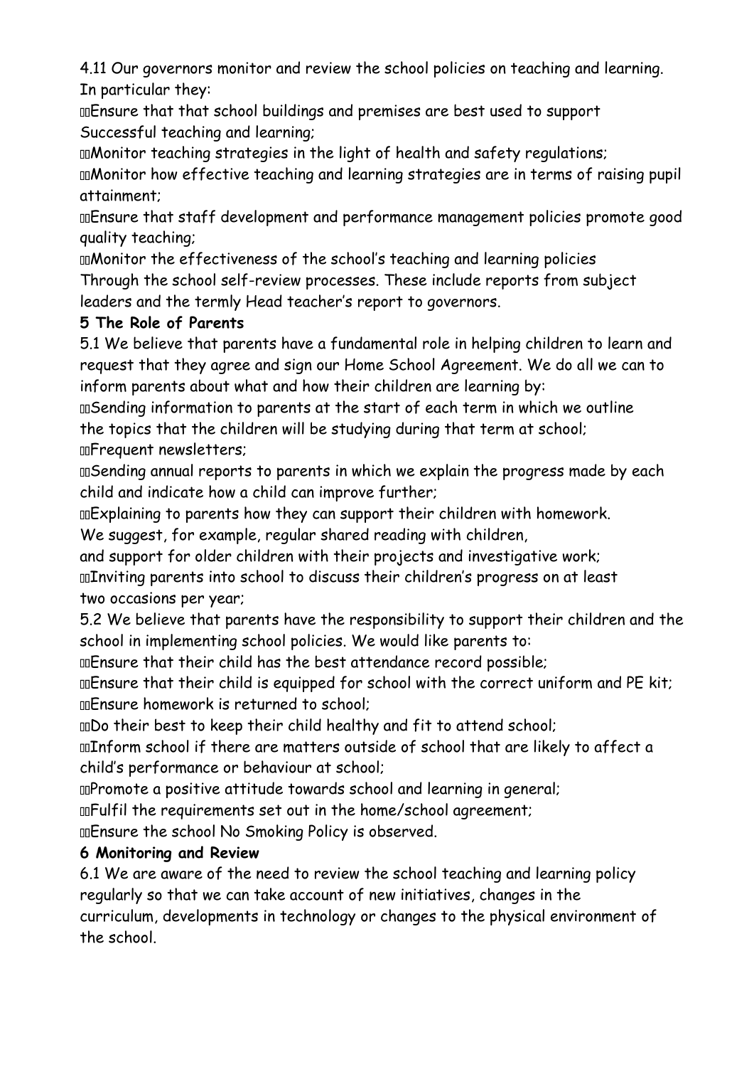4.11 Our governors monitor and review the school policies on teaching and learning. In particular they:

- Ensure that that school buildings and premises are best used to support Successful teaching and learning;
- Monitor teaching strategies in the light of health and safety regulations;
- Monitor how effective teaching and learning strategies are in terms of raising pupil attainment;
- Ensure that staff development and performance management policies promote good quality teaching;
- Monitor the effectiveness of the school's teaching and learning policies Through the school self-review processes. These include reports from subject leaders and the termly Head teacher's report to governors.

## 5 The Role of Parents

5.1 We believe that parents have a fundamental role in helping children to learn and request that they agree and sign our Home School Agreement. We do all we can to inform parents about what and how their children are learning by:

- Sending information to parents at the start of each term in which we outline the topics that the children will be studying during that term at school;
- Frequent newsletters;
- Sending annual reports to parents in which we explain the progress made by each child and indicate how a child can improve further;
- Explaining to parents how they can support their children with homework. We suggest, for example, regular shared reading with children, and support for older children with their projects and investigative work;
- Inviting parents into school to discuss their children's progress on at least two occasions per year;

5.2 We believe that parents have the responsibility to support their children and the school in implementing school policies. We would like parents to:

- Ensure that their child has the best attendance record possible;
- Ensure that their child is equipped for school with the correct uniform and PE kit;
- Ensure homework is returned to school;
- Do their best to keep their child healthy and fit to attend school;
- Inform school if there are matters outside of school that are likely to affect a child's performance or behaviour at school;
- Promote a positive attitude towards school and learning in general;
- Fulfil the requirements set out in the home/school agreement;
- Ensure the school No Smoking Policy is observed.

## 6 Monitoring and Review

6.1 We are aware of the need to review the school teaching and learning policy regularly so that we can take account of new initiatives, changes in the curriculum, developments in technology or changes to the physical environment of the school.